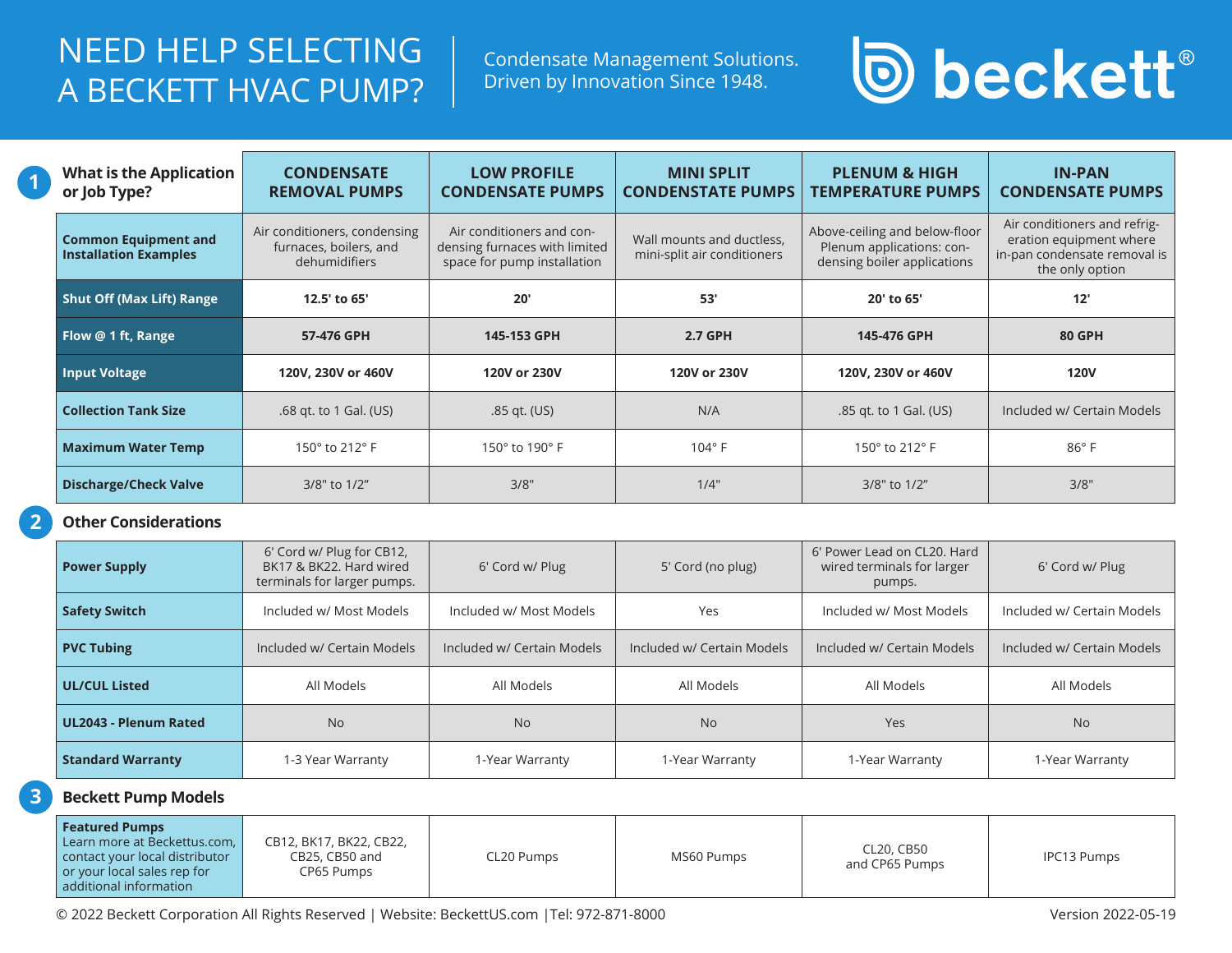# NEED HELP SELECTING A BECKETT HVAC PUMP?

Condensate Management Solutions. Driven by Innovation Since 1948.

**beckett®**

## 1 What is the Application or Job Type?

| What is the Application or Job Type? | CONDENSATE REMOVAL PUMPS | LOW PROFILE CONDENSATE PUMPS | MINI SPLIT CONDENSTATE PUMPS | PLENUM & HIGH TEMPERATURE PUMPS | IN-PAN CONDENSATE PUMPS |
|---|---|---|---|---|---|
| **Common Equipment and Installation Examples** | Air conditioners, condensing furnaces, boilers, and dehumidifiers | Air conditioners and condensing furnaces with limited space for pump installation | Wall mounts and ductless, mini-split air conditioners | Above-ceiling and below-floor Plenum applications: condensing boiler applications | Air conditioners and refrigeration equipment where in-pan condensate removal is the only option |
| **Shut Off (Max Lift) Range** | **12.5' to 65'** | **20'** | **53'** | **20' to 65'** | **12'** |
| **Flow @ 1 ft, Range** | **57-476 GPH** | **145-153 GPH** | **2.7 GPH** | **145-476 GPH** | **80 GPH** |
| **Input Voltage** | **120V, 230V or 460V** | **120V or 230V** | **120V or 230V** | **120V, 230V or 460V** | **120V** |
| **Collection Tank Size** | .68 qt. to 1 Gal. (US) | .85 qt. (US) | N/A | .85 qt. to 1 Gal. (US) | Included w/ Certain Models |
| **Maximum Water Temp** | 150° to 212° F | 150° to 190° F | 104° F | 150° to 212° F | 86° F |
| **Discharge/Check Valve** | 3/8" to 1/2" | 3/8" | 1/4" | 3/8" to 1/2" | 3/8" |

## 2 Other Considerations

| | CONDENSATE REMOVAL PUMPS | LOW PROFILE CONDENSATE PUMPS | MINI SPLIT CONDENSTATE PUMPS | PLENUM & HIGH TEMPERATURE PUMPS | IN-PAN CONDENSATE PUMPS |
|---|---|---|---|---|---|
| **Power Supply** | 6' Cord w/ Plug for CB12, BK17 & BK22. Hard wired terminals for larger pumps. | 6' Cord w/ Plug | 5' Cord (no plug) | 6' Power Lead on CL20. Hard wired terminals for larger pumps. | 6' Cord w/ Plug |
| **Safety Switch** | Included w/ Most Models | Included w/ Most Models | Yes | Included w/ Most Models | Included w/ Certain Models |
| **PVC Tubing** | Included w/ Certain Models | Included w/ Certain Models | Included w/ Certain Models | Included w/ Certain Models | Included w/ Certain Models |
| **UL/CUL Listed** | All Models | All Models | All Models | All Models | All Models |
| **UL2043 - Plenum Rated** | No | No | No | Yes | No |
| **Standard Warranty** | 1-3 Year Warranty | 1-Year Warranty | 1-Year Warranty | 1-Year Warranty | 1-Year Warranty |

## 3 Beckett Pump Models

| | CONDENSATE REMOVAL PUMPS | LOW PROFILE CONDENSATE PUMPS | MINI SPLIT CONDENSTATE PUMPS | PLENUM & HIGH TEMPERATURE PUMPS | IN-PAN CONDENSATE PUMPS |
|---|---|---|---|---|---|
| **Featured Pumps** Learn more at Beckettus.com, contact your local distributor or your local sales rep for additional information | CB12, BK17, BK22, CB22, CB25, CB50 and CP65 Pumps | CL20 Pumps | MS60 Pumps | CL20, CB50 and CP65 Pumps | IPC13 Pumps |

© 2022 Beckett Corporation All Rights Reserved | Website: BeckettUS.com | Tel: 972-871-8000

Version 2022-05-19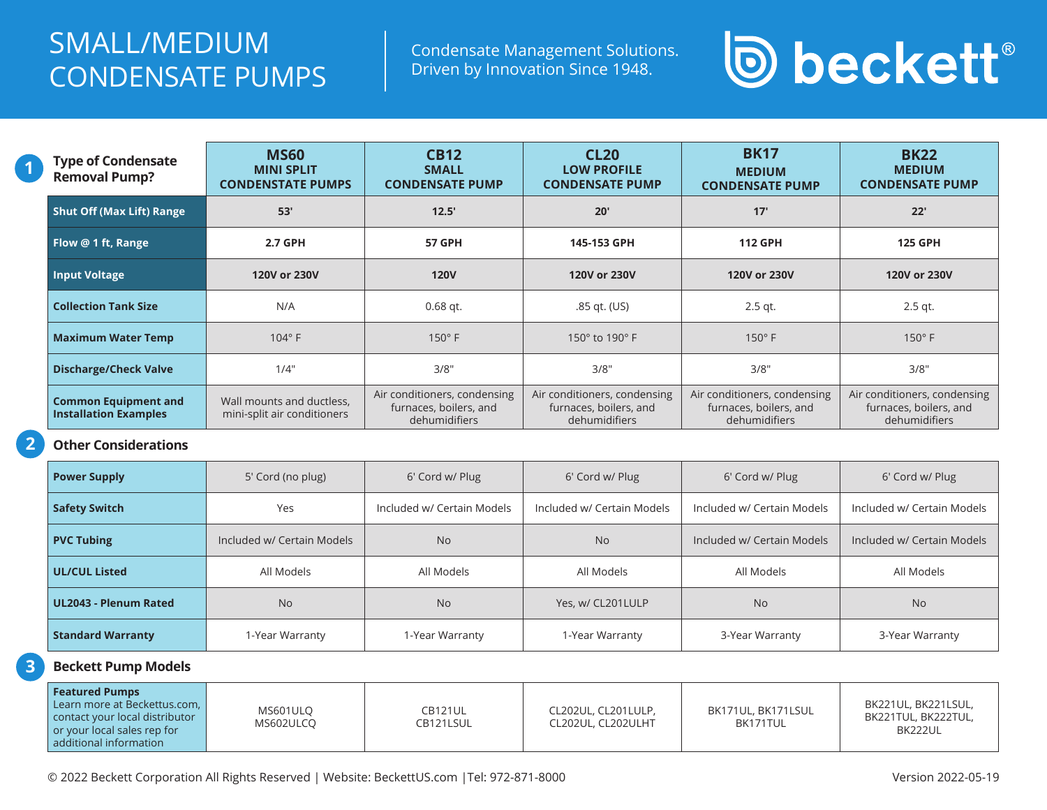# SMALL/MEDIUM CONDENSATE PUMPS

Condensate Management Solutions.
Driven by Innovation Since 1948.

beckett®

## 1 Type of Condensate Removal Pump?

| Type of Condensate Removal Pump? | MS60 MINI SPLIT CONDENSTATE PUMPS | CB12 SMALL CONDENSATE PUMP | CL20 LOW PROFILE CONDENSATE PUMP | BK17 MEDIUM CONDENSATE PUMP | BK22 MEDIUM CONDENSATE PUMP |
|---|---|---|---|---|---|
| **Shut Off (Max Lift) Range** | **53'** | **12.5'** | **20'** | **17'** | **22'** |
| **Flow @ 1 ft, Range** | **2.7 GPH** | **57 GPH** | **145-153 GPH** | **112 GPH** | **125 GPH** |
| **Input Voltage** | **120V or 230V** | **120V** | **120V or 230V** | **120V or 230V** | **120V or 230V** |
| **Collection Tank Size** | N/A | 0.68 qt. | .85 qt. (US) | 2.5 qt. | 2.5 qt. |
| **Maximum Water Temp** | 104° F | 150° F | 150° to 190° F | 150° F | 150° F |
| **Discharge/Check Valve** | 1/4" | 3/8" | 3/8" | 3/8" | 3/8" |
| **Common Equipment and Installation Examples** | Wall mounts and ductless, mini-split air conditioners | Air conditioners, condensing furnaces, boilers, and dehumidifiers | Air conditioners, condensing furnaces, boilers, and dehumidifiers | Air conditioners, condensing furnaces, boilers, and dehumidifiers | Air conditioners, condensing furnaces, boilers, and dehumidifiers |

## 2 Other Considerations

| | MS60 | CB12 | CL20 | BK17 | BK22 |
|---|---|---|---|---|---|
| **Power Supply** | 5' Cord (no plug) | 6' Cord w/ Plug | 6' Cord w/ Plug | 6' Cord w/ Plug | 6' Cord w/ Plug |
| **Safety Switch** | Yes | Included w/ Certain Models | Included w/ Certain Models | Included w/ Certain Models | Included w/ Certain Models |
| **PVC Tubing** | Included w/ Certain Models | No | No | Included w/ Certain Models | Included w/ Certain Models |
| **UL/CUL Listed** | All Models | All Models | All Models | All Models | All Models |
| **UL2043 - Plenum Rated** | No | No | Yes, w/ CL201LULP | No | No |
| **Standard Warranty** | 1-Year Warranty | 1-Year Warranty | 1-Year Warranty | 3-Year Warranty | 3-Year Warranty |

## 3 Beckett Pump Models

| | MS60 | CB12 | CL20 | BK17 | BK22 |
|---|---|---|---|---|---|
| **Featured Pumps** Learn more at Beckettus.com, contact your local distributor or your local sales rep for additional information | MS601ULQ MS602ULCQ | CB121UL CB121LSUL | CL202UL, CL201LULP, CL202UL, CL202ULHT | BK171UL, BK171LSUL BK171TUL | BK221UL, BK221LSUL, BK221TUL, BK222TUL, BK222UL |

© 2022 Beckett Corporation All Rights Reserved | Website: BeckettUS.com |Tel: 972-871-8000

Version 2022-05-19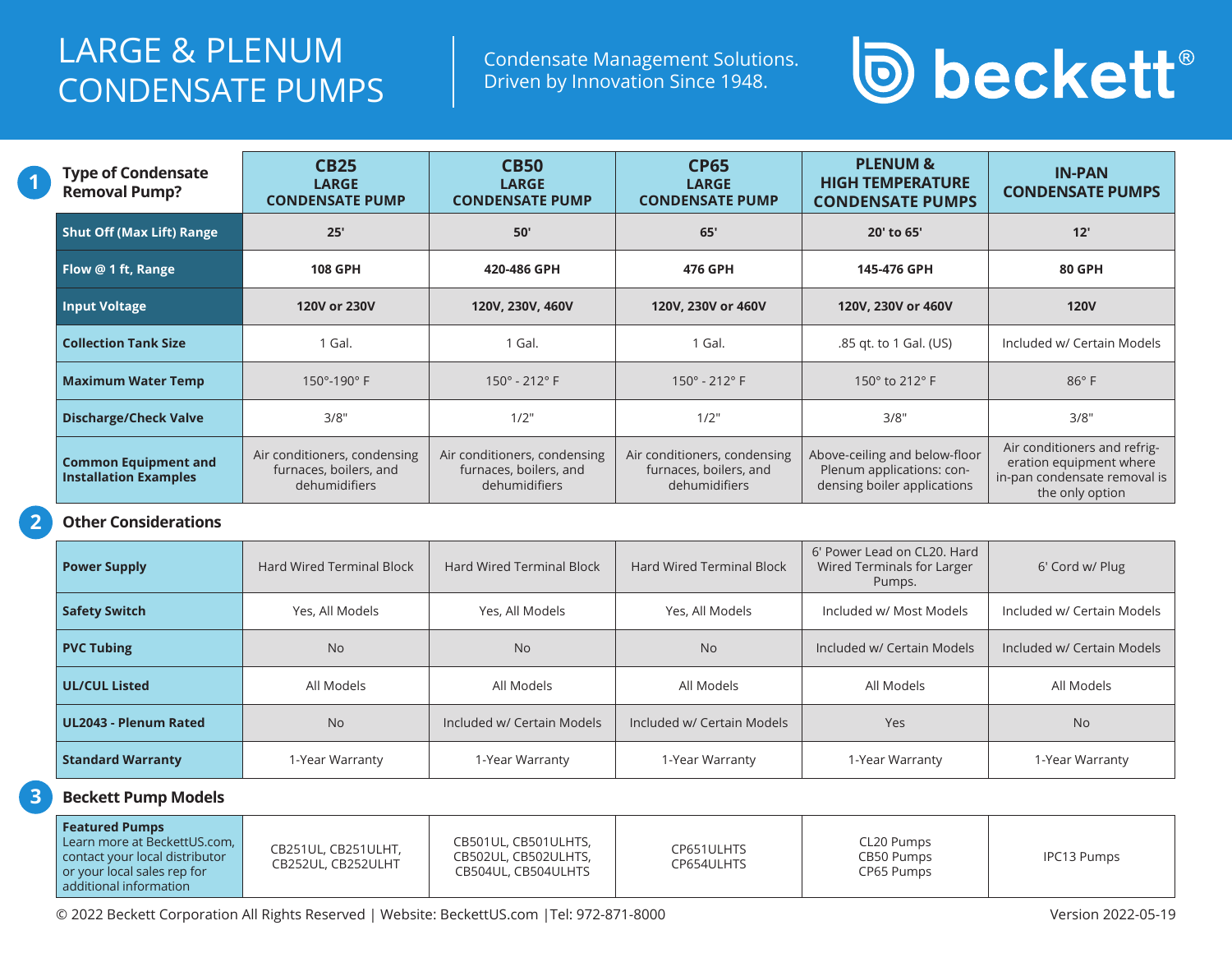# LARGE & PLENUM CONDENSATE PUMPS

Condensate Management Solutions. Driven by Innovation Since 1948.

beckett®

| 1 Type of Condensate Removal Pump? | CB25 LARGE CONDENSATE PUMP | CB50 LARGE CONDENSATE PUMP | CP65 LARGE CONDENSATE PUMP | PLENUM & HIGH TEMPERATURE CONDENSATE PUMPS | IN-PAN CONDENSATE PUMPS |
|---|---|---|---|---|---|
| **Shut Off (Max Lift) Range** | **25'** | **50'** | **65'** | **20' to 65'** | **12'** |
| **Flow @ 1 ft, Range** | **108 GPH** | **420-486 GPH** | **476 GPH** | **145-476 GPH** | **80 GPH** |
| **Input Voltage** | **120V or 230V** | **120V, 230V, 460V** | **120V, 230V or 460V** | **120V, 230V or 460V** | **120V** |
| **Collection Tank Size** | 1 Gal. | 1 Gal. | 1 Gal. | .85 qt. to 1 Gal. (US) | Included w/ Certain Models |
| **Maximum Water Temp** | 150°-190° F | 150° - 212° F | 150° - 212° F | 150° to 212° F | 86° F |
| **Discharge/Check Valve** | 3/8" | 1/2" | 1/2" | 3/8" | 3/8" |
| **Common Equipment and Installation Examples** | Air conditioners, condensing furnaces, boilers, and dehumidifiers | Air conditioners, condensing furnaces, boilers, and dehumidifiers | Air conditioners, condensing furnaces, boilers, and dehumidifiers | Above-ceiling and below-floor Plenum applications: condensing boiler applications | Air conditioners and refrigeration equipment where in-pan condensate removal is the only option |

## 2 Other Considerations

| | CB25 | CB50 | CP65 | Plenum & High Temperature | In-Pan |
|---|---|---|---|---|---|
| **Power Supply** | Hard Wired Terminal Block | Hard Wired Terminal Block | Hard Wired Terminal Block | 6' Power Lead on CL20. Hard Wired Terminals for Larger Pumps. | 6' Cord w/ Plug |
| **Safety Switch** | Yes, All Models | Yes, All Models | Yes, All Models | Included w/ Most Models | Included w/ Certain Models |
| **PVC Tubing** | No | No | No | Included w/ Certain Models | Included w/ Certain Models |
| **UL/CUL Listed** | All Models | All Models | All Models | All Models | All Models |
| **UL2043 - Plenum Rated** | No | Included w/ Certain Models | Included w/ Certain Models | Yes | No |
| **Standard Warranty** | 1-Year Warranty | 1-Year Warranty | 1-Year Warranty | 1-Year Warranty | 1-Year Warranty |

## 3 Beckett Pump Models

| | CB25 | CB50 | CP65 | Plenum & High Temperature | In-Pan |
|---|---|---|---|---|---|
| **Featured Pumps** Learn more at BeckettUS.com, contact your local distributor or your local sales rep for additional information | CB251UL, CB251ULHT, CB252UL, CB252ULHT | CB501UL, CB501ULHTS, CB502UL, CB502ULHTS, CB504UL, CB504ULHTS | CP651ULHTS CP654ULHTS | CL20 Pumps CB50 Pumps CP65 Pumps | IPC13 Pumps |

© 2022 Beckett Corporation All Rights Reserved | Website: BeckettUS.com | Tel: 972-871-8000

Version 2022-05-19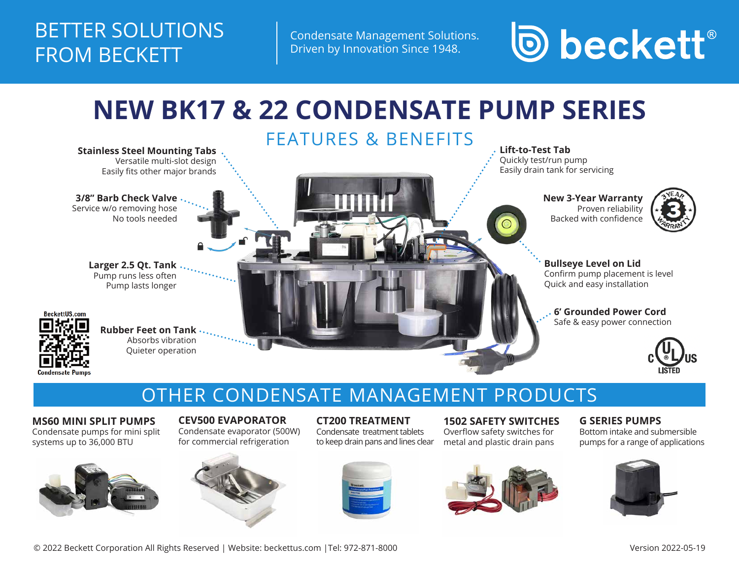BETTER SOLUTIONS FROM BECKETT

Condensate Management Solutions. Driven by Innovation Since 1948.

beckett®

# NEW BK17 & 22 CONDENSATE PUMP SERIES

## FEATURES & BENEFITS

**Stainless Steel Mounting Tabs**
Versatile multi-slot design
Easily fits other major brands

**3/8" Barb Check Valve**
Service w/o removing hose
No tools needed

**Larger 2.5 Qt. Tank**
Pump runs less often
Pump lasts longer

**Rubber Feet on Tank**
Absorbs vibration
Quieter operation

BeckettUS.com
Condensate Pumps

**Lift-to-Test Tab**
Quickly test/run pump
Easily drain tank for servicing

**New 3-Year Warranty**
Proven reliability
Backed with confidence

**Bullseye Level on Lid**
Confirm pump placement is level
Quick and easy installation

**6' Grounded Power Cord**
Safe & easy power connection

## OTHER CONDENSATE MANAGEMENT PRODUCTS

**MS60 MINI SPLIT PUMPS**
Condensate pumps for mini split systems up to 36,000 BTU

**CEV500 EVAPORATOR**
Condensate evaporator (500W) for commercial refrigeration

**CT200 TREATMENT**
Condensate treatment tablets to keep drain pans and lines clear

**1502 SAFETY SWITCHES**
Overflow safety switches for metal and plastic drain pans

**G SERIES PUMPS**
Bottom intake and submersible pumps for a range of applications

© 2022 Beckett Corporation All Rights Reserved | Website: beckettus.com | Tel: 972-871-8000

Version 2022-05-19